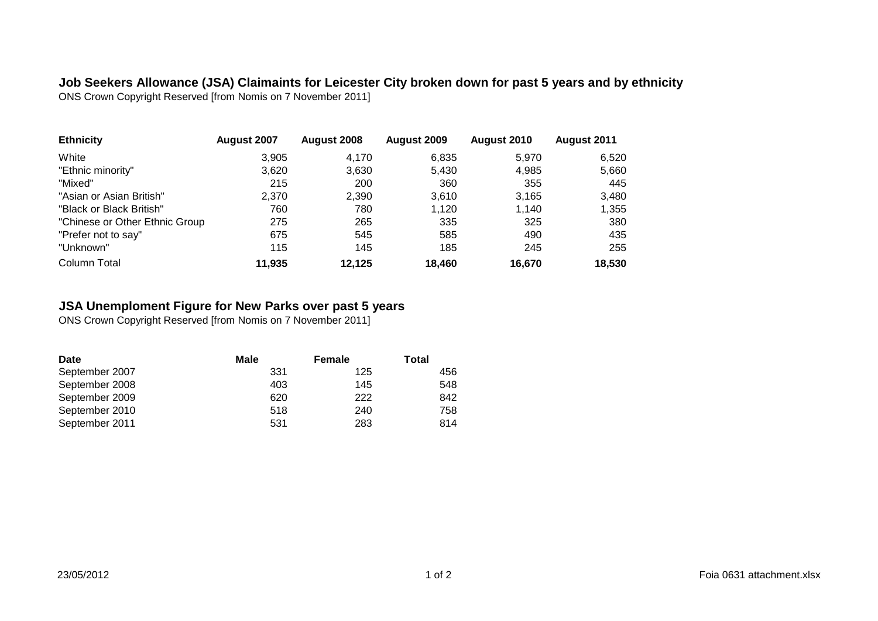## Job Seekers Allowance (JSA) Claimaints for Leicester City broken down for past 5 years and by ethnicity

ONS Crown Copyright Reserved [from Nomis on 7 November 2011]

| Ethnicity | August 2007 | August 2008 | August 2009 | August 2010 | August 2011 |
|---|---|---|---|---|---|
| White | 3,905 | 4,170 | 6,835 | 5,970 | 6,520 |
| "Ethnic minority" | 3,620 | 3,630 | 5,430 | 4,985 | 5,660 |
| "Mixed" | 215 | 200 | 360 | 355 | 445 |
| "Asian or Asian British" | 2,370 | 2,390 | 3,610 | 3,165 | 3,480 |
| "Black or Black British" | 760 | 780 | 1,120 | 1,140 | 1,355 |
| "Chinese or Other Ethnic Group | 275 | 265 | 335 | 325 | 380 |
| "Prefer not to say" | 675 | 545 | 585 | 490 | 435 |
| "Unknown" | 115 | 145 | 185 | 245 | 255 |
| Column Total | **11,935** | **12,125** | **18,460** | **16,670** | **18,530** |

## JSA Unemploment Figure for New Parks over past 5 years

ONS Crown Copyright Reserved [from Nomis on 7 November 2011]

| Date | Male | Female | Total |
|---|---|---|---|
| September 2007 | 331 | 125 | 456 |
| September 2008 | 403 | 145 | 548 |
| September 2009 | 620 | 222 | 842 |
| September 2010 | 518 | 240 | 758 |
| September 2011 | 531 | 283 | 814 |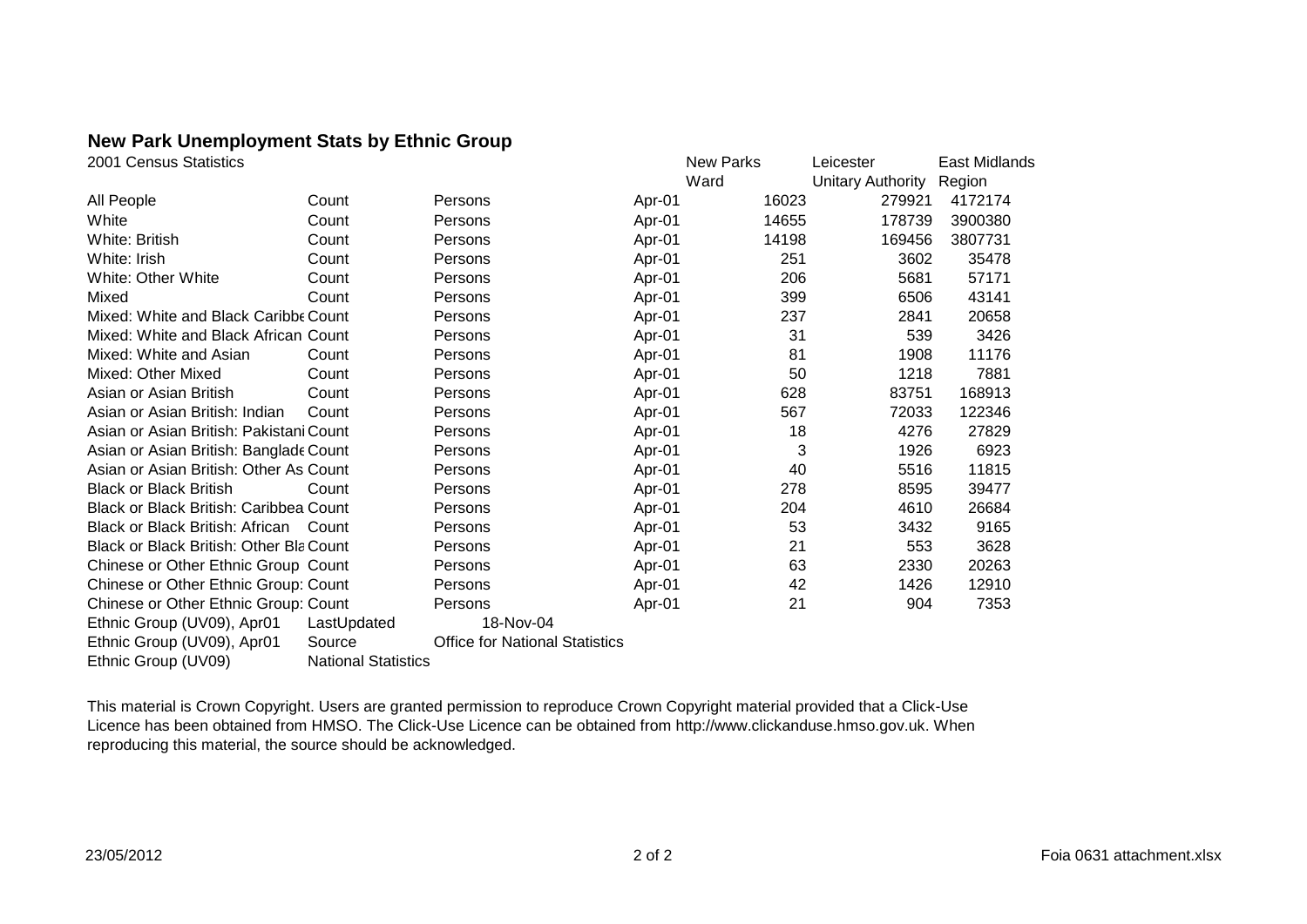## New Park Unemployment Stats by Ethnic Group

| 2001 Census Statistics | | | | New Parks Ward | Leicester Unitary Authority | East Midlands Region |
|---|---|---|---|---|---|---|
| All People | Count | Persons | Apr-01 | 16023 | 279921 | 4172174 |
| White | Count | Persons | Apr-01 | 14655 | 178739 | 3900380 |
| White: British | Count | Persons | Apr-01 | 14198 | 169456 | 3807731 |
| White: Irish | Count | Persons | Apr-01 | 251 | 3602 | 35478 |
| White: Other White | Count | Persons | Apr-01 | 206 | 5681 | 57171 |
| Mixed | Count | Persons | Apr-01 | 399 | 6506 | 43141 |
| Mixed: White and Black Caribbe | Count | Persons | Apr-01 | 237 | 2841 | 20658 |
| Mixed: White and Black African | Count | Persons | Apr-01 | 31 | 539 | 3426 |
| Mixed: White and Asian | Count | Persons | Apr-01 | 81 | 1908 | 11176 |
| Mixed: Other Mixed | Count | Persons | Apr-01 | 50 | 1218 | 7881 |
| Asian or Asian British | Count | Persons | Apr-01 | 628 | 83751 | 168913 |
| Asian or Asian British: Indian | Count | Persons | Apr-01 | 567 | 72033 | 122346 |
| Asian or Asian British: Pakistani | Count | Persons | Apr-01 | 18 | 4276 | 27829 |
| Asian or Asian British: Banglade | Count | Persons | Apr-01 | 3 | 1926 | 6923 |
| Asian or Asian British: Other As | Count | Persons | Apr-01 | 40 | 5516 | 11815 |
| Black or Black British | Count | Persons | Apr-01 | 278 | 8595 | 39477 |
| Black or Black British: Caribbea | Count | Persons | Apr-01 | 204 | 4610 | 26684 |
| Black or Black British: African | Count | Persons | Apr-01 | 53 | 3432 | 9165 |
| Black or Black British: Other Bla | Count | Persons | Apr-01 | 21 | 553 | 3628 |
| Chinese or Other Ethnic Group | Count | Persons | Apr-01 | 63 | 2330 | 20263 |
| Chinese or Other Ethnic Group: | Count | Persons | Apr-01 | 42 | 1426 | 12910 |
| Chinese or Other Ethnic Group: | Count | Persons | Apr-01 | 21 | 904 | 7353 |
| Ethnic Group (UV09), Apr01 | LastUpdated | 18-Nov-04 | | | | |
| Ethnic Group (UV09), Apr01 | Source | Office for National Statistics | | | | |
| Ethnic Group (UV09) | National Statistics | | | | | |

This material is Crown Copyright. Users are granted permission to reproduce Crown Copyright material provided that a Click-Use Licence has been obtained from HMSO. The Click-Use Licence can be obtained from http://www.clickanduse.hmso.gov.uk. When reproducing this material, the source should be acknowledged.